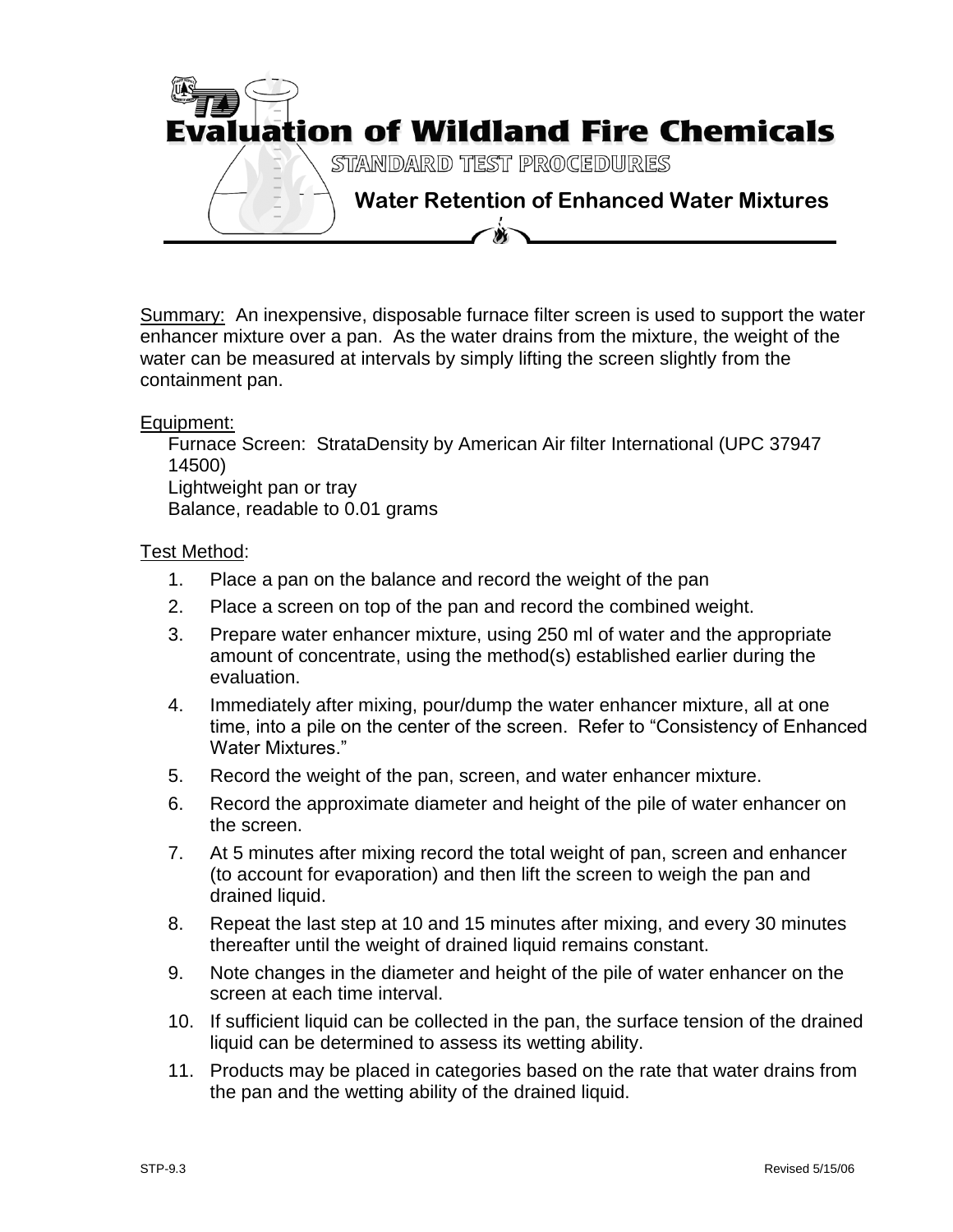# Evaluation of Wildland Fire Chemicals

STANDARD TEST PROCEDURES

## Water Retention of Enhanced Water Mixtures

Summary: An inexpensive, disposable furnace filter screen is used to support the water enhancer mixture over a pan. As the water drains from the mixture, the weight of the water can be measured at intervals by simply lifting the screen slightly from the containment pan.

Equipment:

Furnace Screen: StrataDensity by American Air filter International (UPC 37947 14500)
Lightweight pan or tray
Balance, readable to 0.01 grams

Test Method:

1. Place a pan on the balance and record the weight of the pan
2. Place a screen on top of the pan and record the combined weight.
3. Prepare water enhancer mixture, using 250 ml of water and the appropriate amount of concentrate, using the method(s) established earlier during the evaluation.
4. Immediately after mixing, pour/dump the water enhancer mixture, all at one time, into a pile on the center of the screen. Refer to "Consistency of Enhanced Water Mixtures."
5. Record the weight of the pan, screen, and water enhancer mixture.
6. Record the approximate diameter and height of the pile of water enhancer on the screen.
7. At 5 minutes after mixing record the total weight of pan, screen and enhancer (to account for evaporation) and then lift the screen to weigh the pan and drained liquid.
8. Repeat the last step at 10 and 15 minutes after mixing, and every 30 minutes thereafter until the weight of drained liquid remains constant.
9. Note changes in the diameter and height of the pile of water enhancer on the screen at each time interval.
10. If sufficient liquid can be collected in the pan, the surface tension of the drained liquid can be determined to assess its wetting ability.
11. Products may be placed in categories based on the rate that water drains from the pan and the wetting ability of the drained liquid.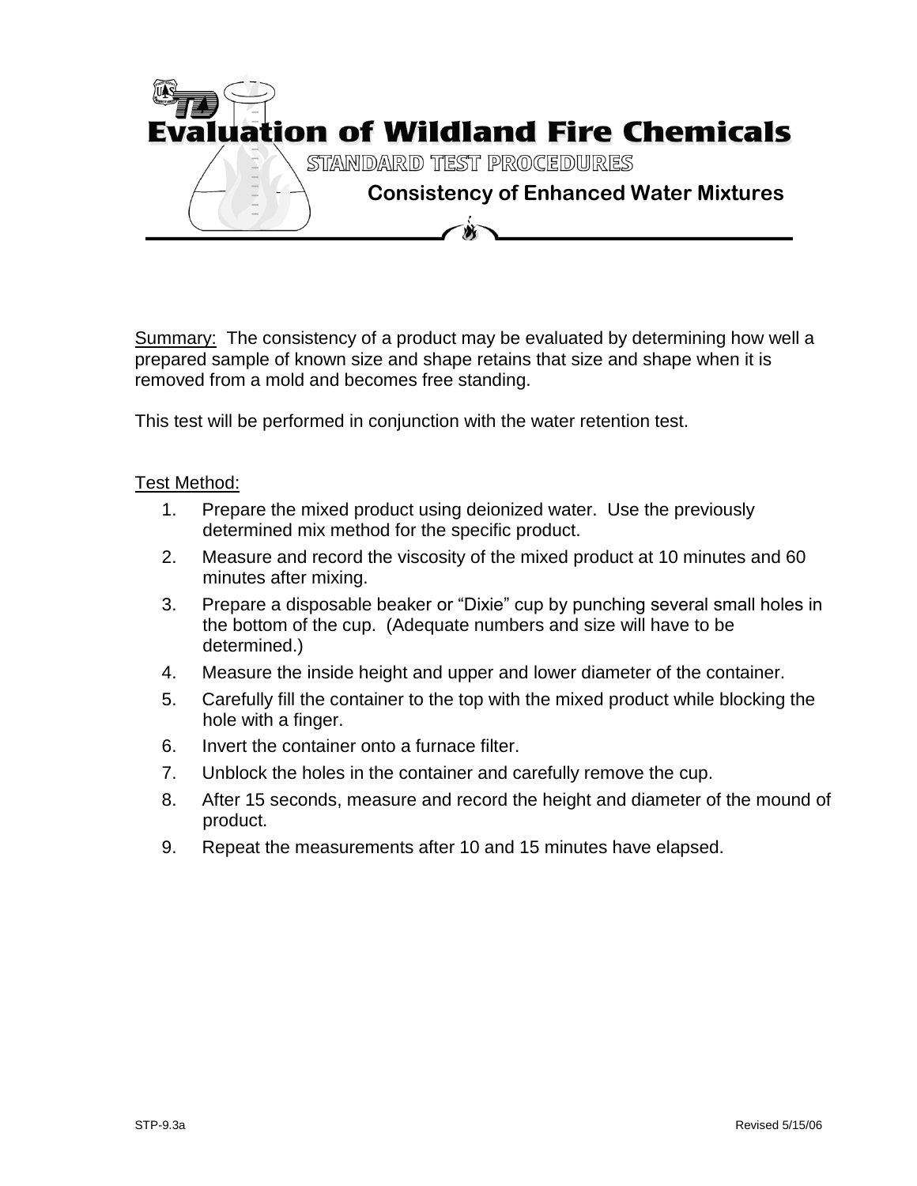# Evaluation of Wildland Fire Chemicals

## STANDARD TEST PROCEDURES

### Consistency of Enhanced Water Mixtures

Summary: The consistency of a product may be evaluated by determining how well a prepared sample of known size and shape retains that size and shape when it is removed from a mold and becomes free standing.

This test will be performed in conjunction with the water retention test.

Test Method:

1. Prepare the mixed product using deionized water. Use the previously determined mix method for the specific product.
2. Measure and record the viscosity of the mixed product at 10 minutes and 60 minutes after mixing.
3. Prepare a disposable beaker or "Dixie" cup by punching several small holes in the bottom of the cup. (Adequate numbers and size will have to be determined.)
4. Measure the inside height and upper and lower diameter of the container.
5. Carefully fill the container to the top with the mixed product while blocking the hole with a finger.
6. Invert the container onto a furnace filter.
7. Unblock the holes in the container and carefully remove the cup.
8. After 15 seconds, measure and record the height and diameter of the mound of product.
9. Repeat the measurements after 10 and 15 minutes have elapsed.

STP-9.3a

Revised 5/15/06